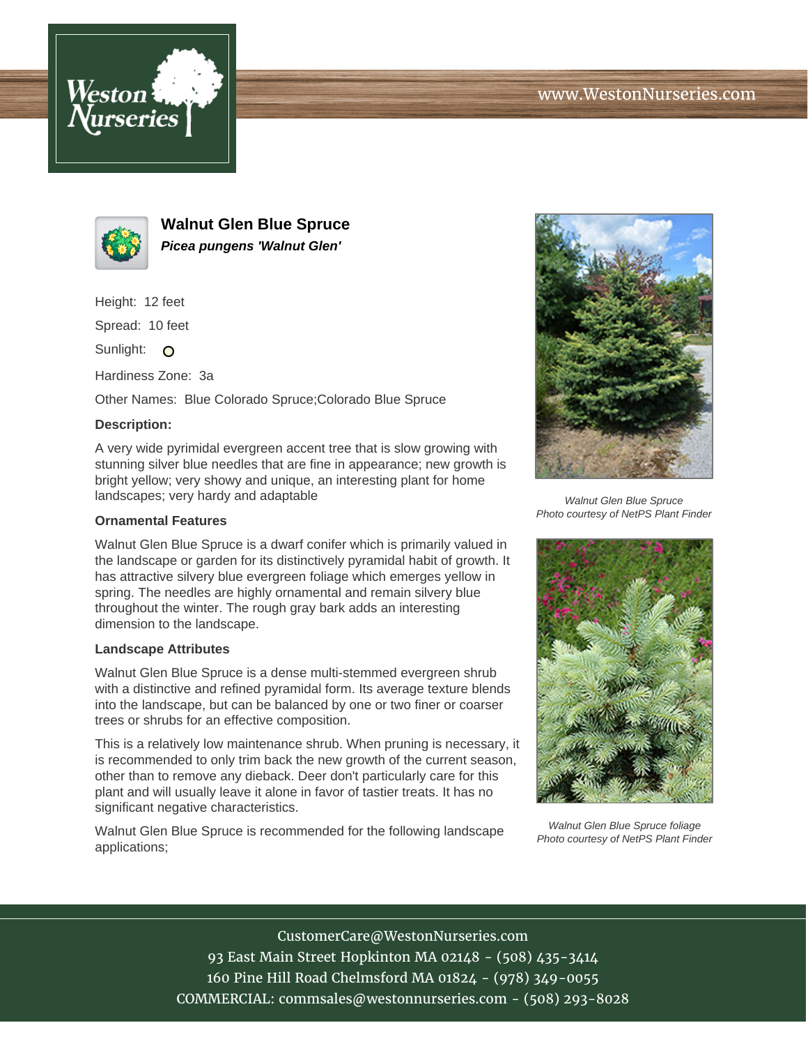www.WestonNurseries.com

## Walnut Glen Blue Spruce

***Picea pungens 'Walnut Glen'***

Height: 12 feet

Spread: 10 feet

Sunlight: O

Hardiness Zone: 3a

Other Names: Blue Colorado Spruce;Colorado Blue Spruce

**Description:**

A very wide pyrimidal evergreen accent tree that is slow growing with stunning silver blue needles that are fine in appearance; new growth is bright yellow; very showy and unique, an interesting plant for home landscapes; very hardy and adaptable

### Ornamental Features

Walnut Glen Blue Spruce is a dwarf conifer which is primarily valued in the landscape or garden for its distinctively pyramidal habit of growth. It has attractive silvery blue evergreen foliage which emerges yellow in spring. The needles are highly ornamental and remain silvery blue throughout the winter. The rough gray bark adds an interesting dimension to the landscape.

### Landscape Attributes

Walnut Glen Blue Spruce is a dense multi-stemmed evergreen shrub with a distinctive and refined pyramidal form. Its average texture blends into the landscape, but can be balanced by one or two finer or coarser trees or shrubs for an effective composition.

This is a relatively low maintenance shrub. When pruning is necessary, it is recommended to only trim back the new growth of the current season, other than to remove any dieback. Deer don't particularly care for this plant and will usually leave it alone in favor of tastier treats. It has no significant negative characteristics.

Walnut Glen Blue Spruce is recommended for the following landscape applications;

*Walnut Glen Blue Spruce*
*Photo courtesy of NetPS Plant Finder*

*Walnut Glen Blue Spruce foliage*
*Photo courtesy of NetPS Plant Finder*

CustomerCare@WestonNurseries.com
93 East Main Street Hopkinton MA 02148 - (508) 435-3414
160 Pine Hill Road Chelmsford MA 01824 - (978) 349-0055
COMMERCIAL: commsales@westonnurseries.com - (508) 293-8028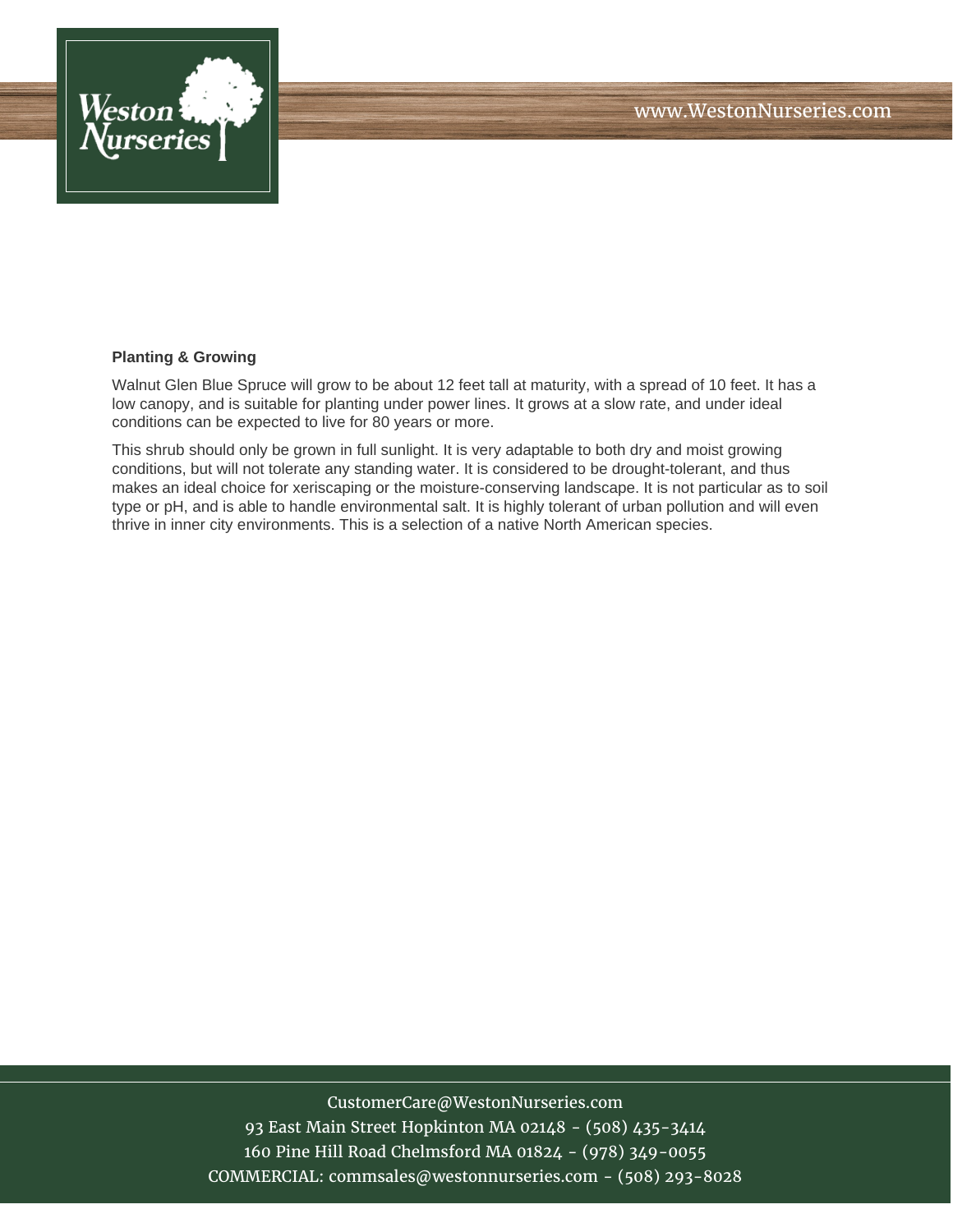### Planting & Growing

Walnut Glen Blue Spruce will grow to be about 12 feet tall at maturity, with a spread of 10 feet. It has a low canopy, and is suitable for planting under power lines. It grows at a slow rate, and under ideal conditions can be expected to live for 80 years or more.

This shrub should only be grown in full sunlight. It is very adaptable to both dry and moist growing conditions, but will not tolerate any standing water. It is considered to be drought-tolerant, and thus makes an ideal choice for xeriscaping or the moisture-conserving landscape. It is not particular as to soil type or pH, and is able to handle environmental salt. It is highly tolerant of urban pollution and will even thrive in inner city environments. This is a selection of a native North American species.